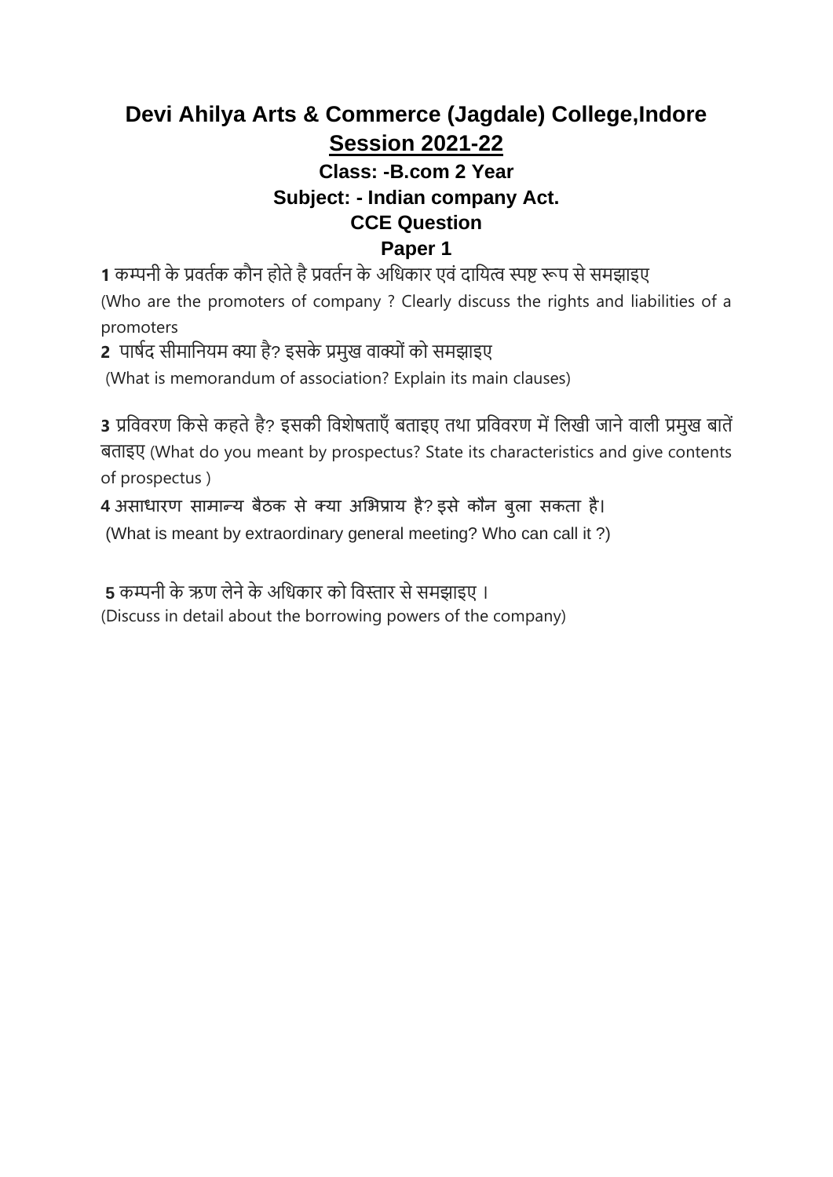# Devi Ahilya Arts & Commerce (Jagdale) College,Indore

## Session 2021-22

### Class: -B.com 2 Year

### Subject: - Indian company Act.

### CCE Question

### Paper 1

**1** कम्पनी के प्रवर्तक कौन होते है प्रवर्तन के अधिकार एवं दायित्व स्पष्ट रूप से समझाइए
(Who are the promoters of company ? Clearly discuss the rights and liabilities of a promoters

**2** पार्षद सीमानियम क्या है? इसके प्रमुख वाक्यों को समझाइए
(What is memorandum of association? Explain its main clauses)

**3** प्रविवरण किसे कहते है? इसकी विशेषताएँ बताइए तथा प्रविवरण में लिखी जाने वाली प्रमुख बातें बताइए (What do you meant by prospectus? State its characteristics and give contents of prospectus )

**4** असाधारण सामान्य बैठक से क्या अभिप्राय है? इसे कौन बुला सकता है।
(What is meant by extraordinary general meeting? Who can call it ?)

**5** कम्पनी के ऋण लेने के अधिकार को विस्तार से समझाइए ।
(Discuss in detail about the borrowing powers of the company)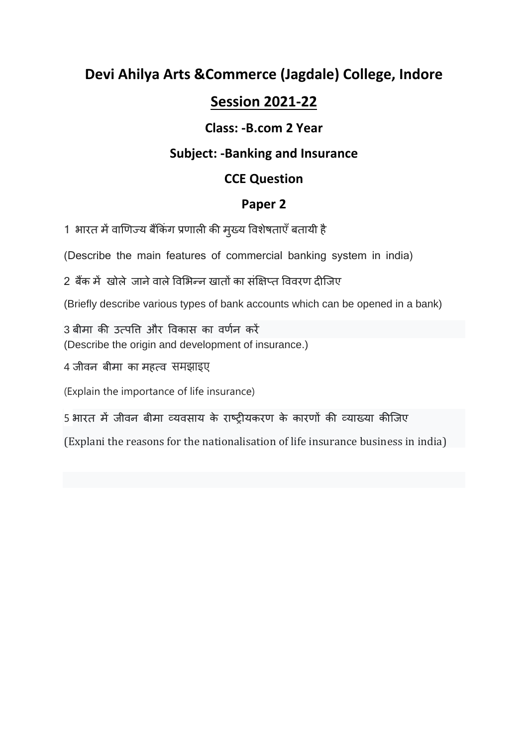# Devi Ahilya Arts &Commerce (Jagdale) College, Indore

## Session 2021-22

### Class: -B.com 2 Year

### Subject: -Banking and Insurance

### CCE Question

### Paper 2

1 भारत में वाणिज्य बैंकिंग प्रणाली की मुख्य विशेषताएँ बतायी है

(Describe the main features of commercial banking system in india)

2 बैंक में खोले जाने वाले विभिन्न खातों का संक्षिप्त विवरण दीजिए

(Briefly describe various types of bank accounts which can be opened in a bank)

3 बीमा की उत्पत्ति और विकास का वर्णन करें

(Describe the origin and development of insurance.)

4 जीवन बीमा का महत्व समझाइए

(Explain the importance of life insurance)

5 भारत में जीवन बीमा व्यवसाय के राष्ट्रीयकरण के कारणों की व्याख्या कीजिए

(Explani the reasons for the nationalisation of life insurance business in india)